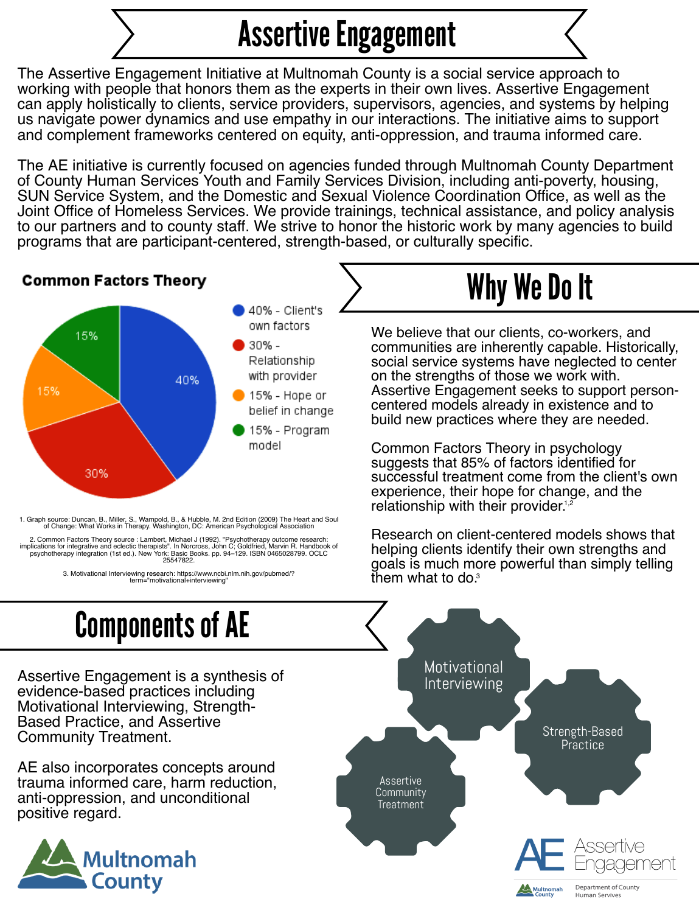# Assertive Engagement

The Assertive Engagement Initiative at Multnomah County is a social service approach to working with people that honors them as the experts in their own lives. Assertive Engagement can apply holistically to clients, service providers, supervisors, agencies, and systems by helping us navigate power dynamics and use empathy in our interactions. The initiative aims to support and complement frameworks centered on equity, anti-oppression, and trauma informed care.

The AE initiative is currently focused on agencies funded through Multnomah County Department of County Human Services Youth and Family Services Division, including anti-poverty, housing, SUN Service System, and the Domestic and Sexual Violence Coordination Office, as well as the Joint Office of Homeless Services. We provide trainings, technical assistance, and policy analysis to our partners and to county staff. We strive to honor the historic work by many agencies to build programs that are participant-centered, strength-based, or culturally specific.

**Common Factors Theory**

- 40% - Client's own factors
- 30% - Relationship with provider
- 15% - Hope or belief in change
- 15% - Program model

1. Graph source: Duncan, B., Miller, S., Wampold, B., & Hubble, M. 2nd Edition (2009) The Heart and Soul of Change: What Works in Therapy. Washington, DC: American Psychological Association

2. Common Factors Theory source : Lambert, Michael J (1992). "Psychotherapy outcome research: implications for integrative and eclectic therapists". In Norcross, John C; Goldfried, Marvin R. Handbook of psychotherapy integration (1st ed.). New York: Basic Books. pp. 94–129. ISBN 0465028799. OCLC 25547822.

3. Motivational Interviewing research: https://www.ncbi.nlm.nih.gov/pubmed/?term="motivational+interviewing"

## Why We Do It

We believe that our clients, co-workers, and communities are inherently capable. Historically, social service systems have neglected to center on the strengths of those we work with. Assertive Engagement seeks to support person-centered models already in existence and to build new practices where they are needed.

Common Factors Theory in psychology suggests that 85% of factors identified for successful treatment come from the client's own experience, their hope for change, and the relationship with their provider.[1,2]

Research on client-centered models shows that helping clients identify their own strengths and goals is much more powerful than simply telling them what to do.[3]

## Components of AE

Assertive Engagement is a synthesis of evidence-based practices including Motivational Interviewing, Strength-Based Practice, and Assertive Community Treatment.

AE also incorporates concepts around trauma informed care, harm reduction, anti-oppression, and unconditional positive regard.

- Motivational Interviewing
- Strength-Based Practice
- Assertive Community Treatment

Multnomah County

AE Assertive Engagement — Multnomah County Department of County Human Services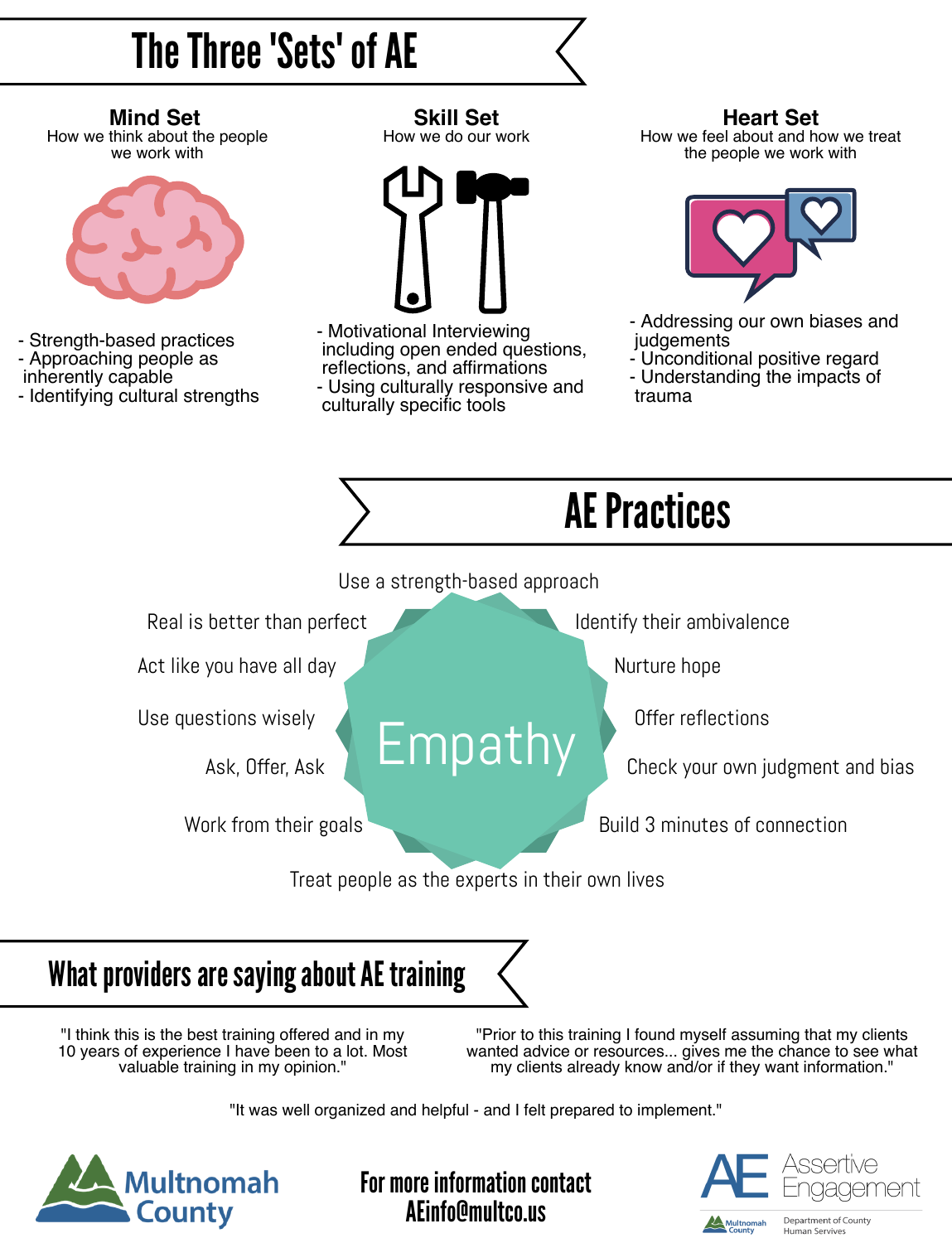# The Three 'Sets' of AE

### Mind Set
How we think about the people we work with

- Strength-based practices
- Approaching people as inherently capable
- Identifying cultural strengths

### Skill Set
How we do our work

- Motivational Interviewing including open ended questions, reflections, and affirmations
- Using culturally responsive and culturally specific tools

### Heart Set
How we feel about and how we treat the people we work with

- Addressing our own biases and judgements
- Unconditional positive regard
- Understanding the impacts of trauma

# AE Practices

Empathy

- Use a strength-based approach
- Identify their ambivalence
- Nurture hope
- Offer reflections
- Check your own judgment and bias
- Build 3 minutes of connection
- Treat people as the experts in their own lives
- Work from their goals
- Ask, Offer, Ask
- Use questions wisely
- Act like you have all day
- Real is better than perfect

# What providers are saying about AE training

"I think this is the best training offered and in my 10 years of experience I have been to a lot. Most valuable training in my opinion."

"Prior to this training I found myself assuming that my clients wanted advice or resources... gives me the chance to see what my clients already know and/or if they want information."

"It was well organized and helpful - and I felt prepared to implement."

Multnomah County

**For more information contact AEinfo@multco.us**

AE Assertive Engagement

Multnomah County Department of County Human Servives